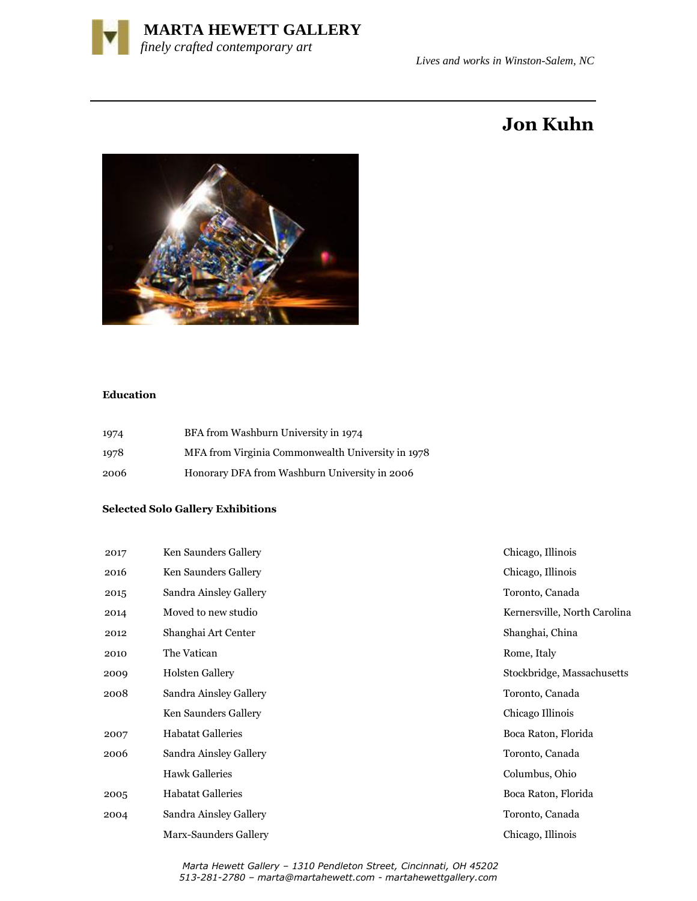# MARTA HEWETT GALLERY

*finely crafted contemporary art*

*Lives and works in Winston-Salem, NC*

## Jon Kuhn

### Education

| | |
|---|---|
| 1974 | BFA from Washburn University in 1974 |
| 1978 | MFA from Virginia Commonwealth University in 1978 |
| 2006 | Honorary DFA from Washburn University in 2006 |

### Selected Solo Gallery Exhibitions

| | | |
|---|---|---|
| 2017 | Ken Saunders Gallery | Chicago, Illinois |
| 2016 | Ken Saunders Gallery | Chicago, Illinois |
| 2015 | Sandra Ainsley Gallery | Toronto, Canada |
| 2014 | Moved to new studio | Kernersville, North Carolina |
| 2012 | Shanghai Art Center | Shanghai, China |
| 2010 | The Vatican | Rome, Italy |
| 2009 | Holsten Gallery | Stockbridge, Massachusetts |
| 2008 | Sandra Ainsley Gallery | Toronto, Canada |
| | Ken Saunders Gallery | Chicago Illinois |
| 2007 | Habatat Galleries | Boca Raton, Florida |
| 2006 | Sandra Ainsley Gallery | Toronto, Canada |
| | Hawk Galleries | Columbus, Ohio |
| 2005 | Habatat Galleries | Boca Raton, Florida |
| 2004 | Sandra Ainsley Gallery | Toronto, Canada |
| | Marx-Saunders Gallery | Chicago, Illinois |

*Marta Hewett Gallery – 1310 Pendleton Street, Cincinnati, OH 45202*
*513-281-2780 – marta@martahewett.com - martahewettgallery.com*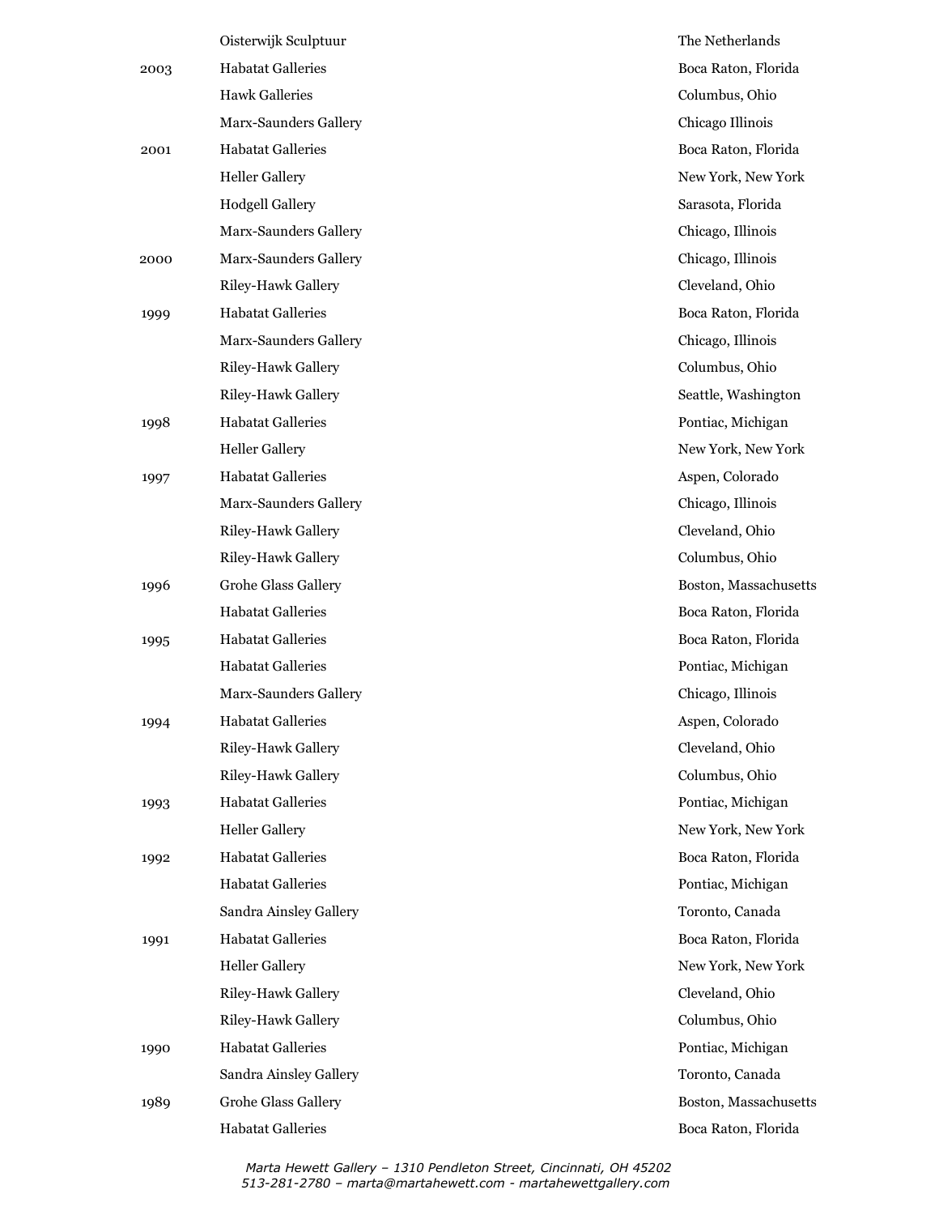| | | |
|---|---|---|
| | Oisterwijk Sculptuur | The Netherlands |
| 2003 | Habatat Galleries | Boca Raton, Florida |
| | Hawk Galleries | Columbus, Ohio |
| | Marx-Saunders Gallery | Chicago Illinois |
| 2001 | Habatat Galleries | Boca Raton, Florida |
| | Heller Gallery | New York, New York |
| | Hodgell Gallery | Sarasota, Florida |
| | Marx-Saunders Gallery | Chicago, Illinois |
| 2000 | Marx-Saunders Gallery | Chicago, Illinois |
| | Riley-Hawk Gallery | Cleveland, Ohio |
| 1999 | Habatat Galleries | Boca Raton, Florida |
| | Marx-Saunders Gallery | Chicago, Illinois |
| | Riley-Hawk Gallery | Columbus, Ohio |
| | Riley-Hawk Gallery | Seattle, Washington |
| 1998 | Habatat Galleries | Pontiac, Michigan |
| | Heller Gallery | New York, New York |
| 1997 | Habatat Galleries | Aspen, Colorado |
| | Marx-Saunders Gallery | Chicago, Illinois |
| | Riley-Hawk Gallery | Cleveland, Ohio |
| | Riley-Hawk Gallery | Columbus, Ohio |
| 1996 | Grohe Glass Gallery | Boston, Massachusetts |
| | Habatat Galleries | Boca Raton, Florida |
| 1995 | Habatat Galleries | Boca Raton, Florida |
| | Habatat Galleries | Pontiac, Michigan |
| | Marx-Saunders Gallery | Chicago, Illinois |
| 1994 | Habatat Galleries | Aspen, Colorado |
| | Riley-Hawk Gallery | Cleveland, Ohio |
| | Riley-Hawk Gallery | Columbus, Ohio |
| 1993 | Habatat Galleries | Pontiac, Michigan |
| | Heller Gallery | New York, New York |
| 1992 | Habatat Galleries | Boca Raton, Florida |
| | Habatat Galleries | Pontiac, Michigan |
| | Sandra Ainsley Gallery | Toronto, Canada |
| 1991 | Habatat Galleries | Boca Raton, Florida |
| | Heller Gallery | New York, New York |
| | Riley-Hawk Gallery | Cleveland, Ohio |
| | Riley-Hawk Gallery | Columbus, Ohio |
| 1990 | Habatat Galleries | Pontiac, Michigan |
| | Sandra Ainsley Gallery | Toronto, Canada |
| 1989 | Grohe Glass Gallery | Boston, Massachusetts |
| | Habatat Galleries | Boca Raton, Florida |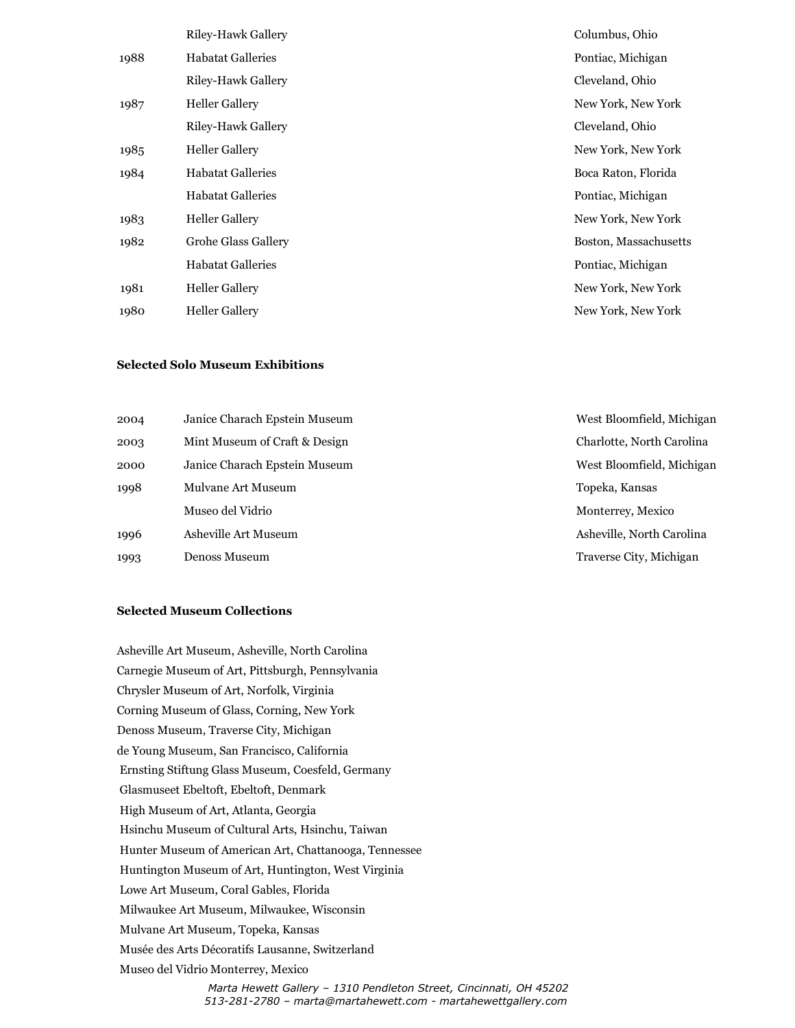| | | |
|---|---|---|
| | Riley-Hawk Gallery | Columbus, Ohio |
| 1988 | Habatat Galleries | Pontiac, Michigan |
| | Riley-Hawk Gallery | Cleveland, Ohio |
| 1987 | Heller Gallery | New York, New York |
| | Riley-Hawk Gallery | Cleveland, Ohio |
| 1985 | Heller Gallery | New York, New York |
| 1984 | Habatat Galleries | Boca Raton, Florida |
| | Habatat Galleries | Pontiac, Michigan |
| 1983 | Heller Gallery | New York, New York |
| 1982 | Grohe Glass Gallery | Boston, Massachusetts |
| | Habatat Galleries | Pontiac, Michigan |
| 1981 | Heller Gallery | New York, New York |
| 1980 | Heller Gallery | New York, New York |

**Selected Solo Museum Exhibitions**

| | | |
|---|---|---|
| 2004 | Janice Charach Epstein Museum | West Bloomfield, Michigan |
| 2003 | Mint Museum of Craft & Design | Charlotte, North Carolina |
| 2000 | Janice Charach Epstein Museum | West Bloomfield, Michigan |
| 1998 | Mulvane Art Museum | Topeka, Kansas |
| | Museo del Vidrio | Monterrey, Mexico |
| 1996 | Asheville Art Museum | Asheville, North Carolina |
| 1993 | Denoss Museum | Traverse City, Michigan |

**Selected Museum Collections**

Asheville Art Museum, Asheville, North Carolina
Carnegie Museum of Art, Pittsburgh, Pennsylvania
Chrysler Museum of Art, Norfolk, Virginia
Corning Museum of Glass, Corning, New York
Denoss Museum, Traverse City, Michigan
de Young Museum, San Francisco, California
Ernsting Stiftung Glass Museum, Coesfeld, Germany
Glasmuseet Ebeltoft, Ebeltoft, Denmark
High Museum of Art, Atlanta, Georgia
Hsinchu Museum of Cultural Arts, Hsinchu, Taiwan
Hunter Museum of American Art, Chattanooga, Tennessee
Huntington Museum of Art, Huntington, West Virginia
Lowe Art Museum, Coral Gables, Florida
Milwaukee Art Museum, Milwaukee, Wisconsin
Mulvane Art Museum, Topeka, Kansas
Musée des Arts Décoratifs Lausanne, Switzerland
Museo del Vidrio Monterrey, Mexico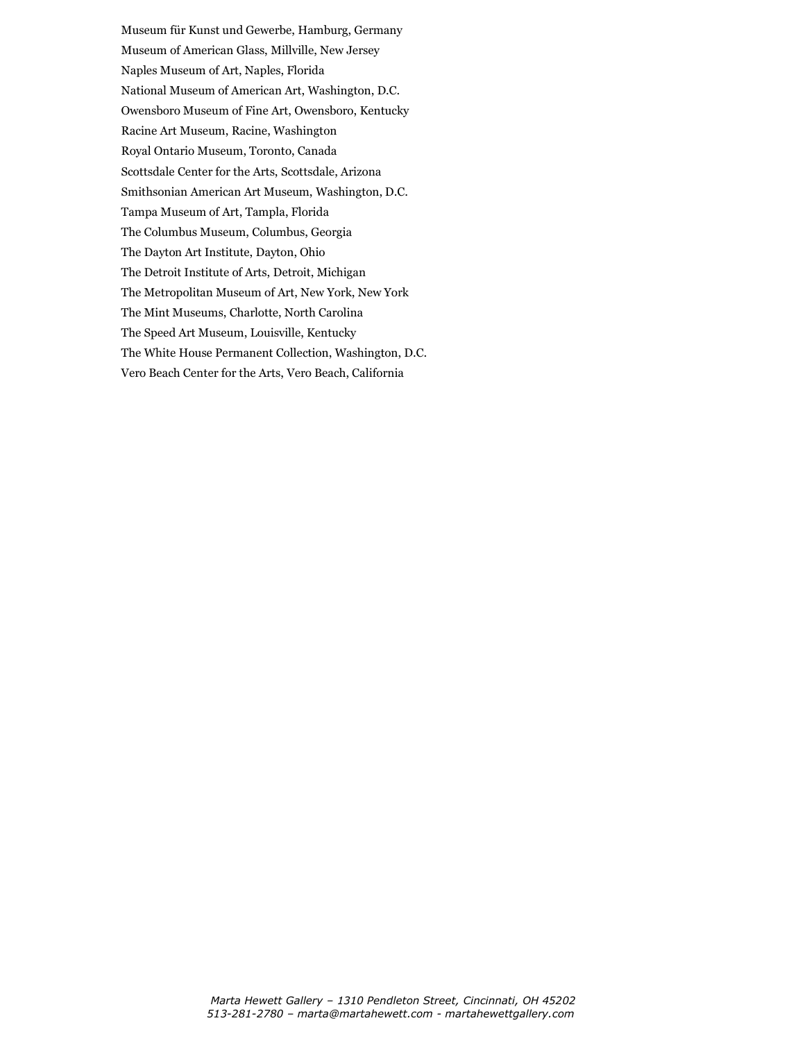Museum für Kunst und Gewerbe, Hamburg, Germany

Museum of American Glass, Millville, New Jersey

Naples Museum of Art, Naples, Florida

National Museum of American Art, Washington, D.C.

Owensboro Museum of Fine Art, Owensboro, Kentucky

Racine Art Museum, Racine, Washington

Royal Ontario Museum, Toronto, Canada

Scottsdale Center for the Arts, Scottsdale, Arizona

Smithsonian American Art Museum, Washington, D.C.

Tampa Museum of Art, Tampla, Florida

The Columbus Museum, Columbus, Georgia

The Dayton Art Institute, Dayton, Ohio

The Detroit Institute of Arts, Detroit, Michigan

The Metropolitan Museum of Art, New York, New York

The Mint Museums, Charlotte, North Carolina

The Speed Art Museum, Louisville, Kentucky

The White House Permanent Collection, Washington, D.C.

Vero Beach Center for the Arts, Vero Beach, California